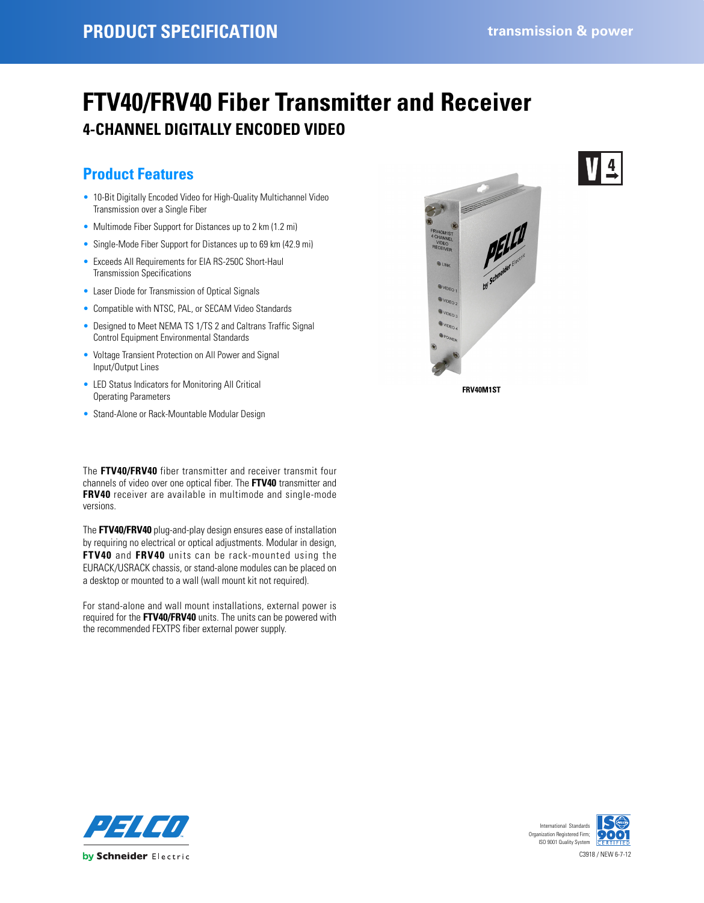# FTV40/FRV40 Fiber Transmitter and Receiver

## 4-CHANNEL DIGITALLY ENCODED VIDEO

### Product Features

- 10-Bit Digitally Encoded Video for High-Quality Multichannel Video Transmission over a Single Fiber
- Multimode Fiber Support for Distances up to 2 km (1.2 mi)
- Single-Mode Fiber Support for Distances up to 69 km (42.9 mi)
- Exceeds All Requirements for EIA RS-250C Short-Haul Transmission Specifications
- Laser Diode for Transmission of Optical Signals
- Compatible with NTSC, PAL, or SECAM Video Standards
- Designed to Meet NEMA TS 1/TS 2 and Caltrans Traffic Signal Control Equipment Environmental Standards
- Voltage Transient Protection on All Power and Signal Input/Output Lines
- LED Status Indicators for Monitoring All Critical Operating Parameters
- Stand-Alone or Rack-Mountable Modular Design

FRV40M1ST

The **FTV40/FRV40** fiber transmitter and receiver transmit four channels of video over one optical fiber. The **FTV40** transmitter and **FRV40** receiver are available in multimode and single-mode versions.

The **FTV40/FRV40** plug-and-play design ensures ease of installation by requiring no electrical or optical adjustments. Modular in design, **FTV40** and **FRV40** units can be rack-mounted using the EURACK/USRACK chassis, or stand-alone modules can be placed on a desktop or mounted to a wall (wall mount kit not required).

For stand-alone and wall mount installations, external power is required for the **FTV40/FRV40** units. The units can be powered with the recommended FEXTPS fiber external power supply.

International Standards Organization Registered Firm; ISO 9001 Quality System

C3918 / NEW 6-7-12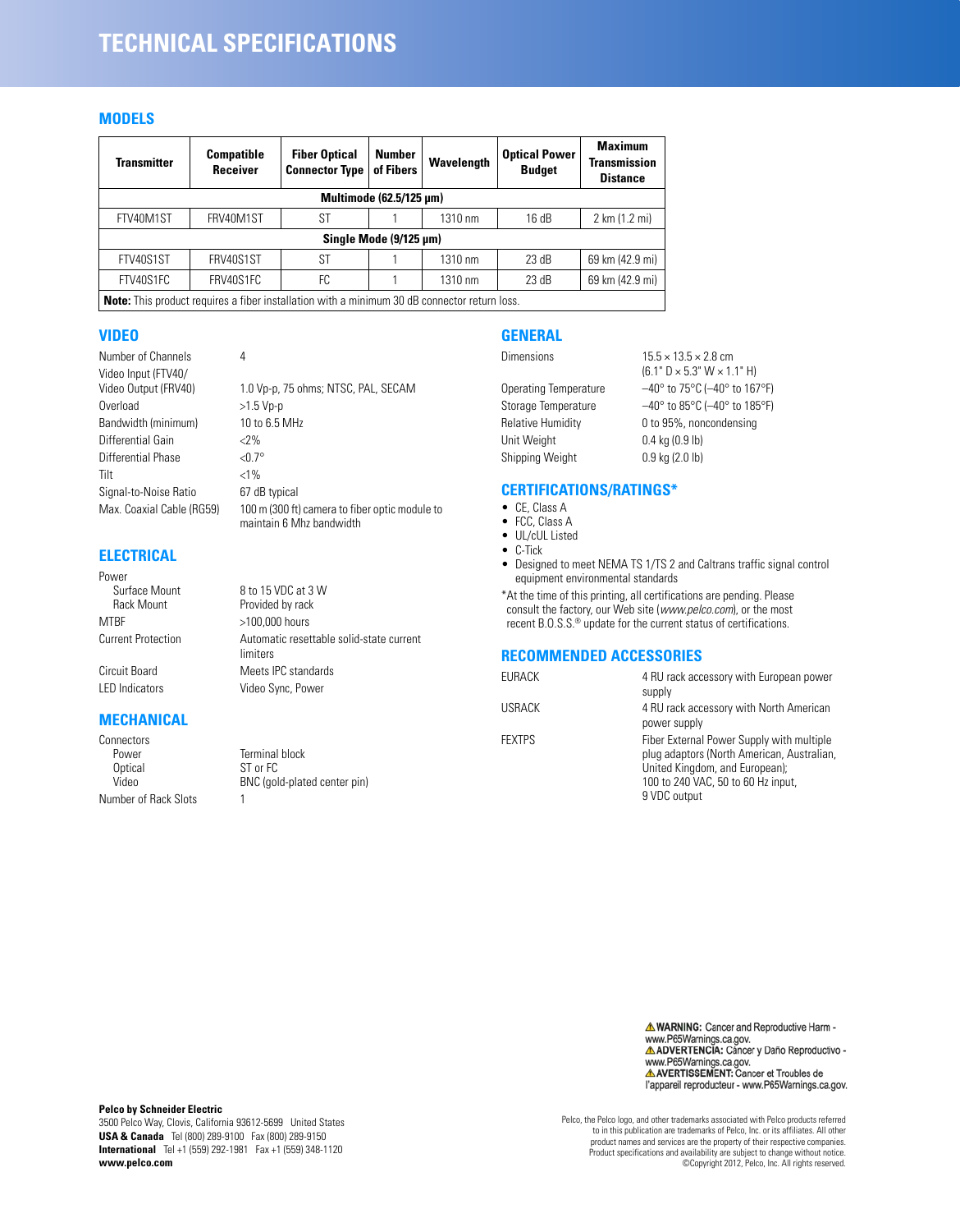# TECHNICAL SPECIFICATIONS

## MODELS

| Transmitter | Compatible Receiver | Fiber Optical Connector Type | Number of Fibers | Wavelength | Optical Power Budget | Maximum Transmission Distance |
|---|---|---|---|---|---|---|
| **Multimode (62.5/125 µm)** | | | | | | |
| FTV40M1ST | FRV40M1ST | ST | 1 | 1310 nm | 16 dB | 2 km (1.2 mi) |
| **Single Mode (9/125 µm)** | | | | | | |
| FTV40S1ST | FRV40S1ST | ST | 1 | 1310 nm | 23 dB | 69 km (42.9 mi) |
| FTV40S1FC | FRV40S1FC | FC | 1 | 1310 nm | 23 dB | 69 km (42.9 mi) |
| **Note:** This product requires a fiber installation with a minimum 30 dB connector return loss. | | | | | | |

## VIDEO

| | |
|---|---|
| Number of Channels | 4 |
| Video Input (FTV40/ Video Output (FRV40) | 1.0 Vp-p, 75 ohms; NTSC, PAL, SECAM |
| Overload | >1.5 Vp-p |
| Bandwidth (minimum) | 10 to 6.5 MHz |
| Differential Gain | <2% |
| Differential Phase | <0.7° |
| Tilt | <1% |
| Signal-to-Noise Ratio | 67 dB typical |
| Max. Coaxial Cable (RG59) | 100 m (300 ft) camera to fiber optic module to maintain 6 Mhz bandwidth |

## ELECTRICAL

| | |
|---|---|
| Power | |
| Surface Mount | 8 to 15 VDC at 3 W |
| Rack Mount | Provided by rack |
| MTBF | >100,000 hours |
| Current Protection | Automatic resettable solid-state current limiters |
| Circuit Board | Meets IPC standards |
| LED Indicators | Video Sync, Power |

## MECHANICAL

| | |
|---|---|
| Connectors | |
| Power | Terminal block |
| Optical | ST or FC |
| Video | BNC (gold-plated center pin) |
| Number of Rack Slots | 1 |

## GENERAL

| | |
|---|---|
| Dimensions | 15.5 × 13.5 × 2.8 cm (6.1" D × 5.3" W × 1.1" H) |
| Operating Temperature | –40° to 75°C (–40° to 167°F) |
| Storage Temperature | –40° to 85°C (–40° to 185°F) |
| Relative Humidity | 0 to 95%, noncondensing |
| Unit Weight | 0.4 kg (0.9 lb) |
| Shipping Weight | 0.9 kg (2.0 lb) |

## CERTIFICATIONS/RATINGS*

- CE, Class A
- FCC, Class A
- UL/cUL Listed
- C-Tick
- Designed to meet NEMA TS 1/TS 2 and Caltrans traffic signal control equipment environmental standards

*At the time of this printing, all certifications are pending. Please consult the factory, our Web site (*www.pelco.com*), or the most recent B.O.S.S.® update for the current status of certifications.

## RECOMMENDED ACCESSORIES

| | |
|---|---|
| EURACK | 4 RU rack accessory with European power supply |
| USRACK | 4 RU rack accessory with North American power supply |
| FEXTPS | Fiber External Power Supply with multiple plug adaptors (North American, Australian, United Kingdom, and European); 100 to 240 VAC, 50 to 60 Hz input, 9 VDC output |

⚠**WARNING:** Cancer and Reproductive Harm - www.P65Warnings.ca.gov.
⚠**ADVERTENCIA:** Cáncer y Daño Reproductivo - www.P65Warnings.ca.gov.
⚠**AVERTISSEMENT:** Cancer et Troubles de l'appareil reproducteur - www.P65Warnings.ca.gov.

**Pelco by Schneider Electric**
3500 Pelco Way, Clovis, California 93612-5699 United States
**USA & Canada** Tel (800) 289-9100 Fax (800) 289-9150
**International** Tel +1 (559) 292-1981 Fax +1 (559) 348-1120
**www.pelco.com**

Pelco, the Pelco logo, and other trademarks associated with Pelco products referred to in this publication are trademarks of Pelco, Inc. or its affiliates. All other product names and services are the property of their respective companies. Product specifications and availability are subject to change without notice.
©Copyright 2012, Pelco, Inc. All rights reserved.